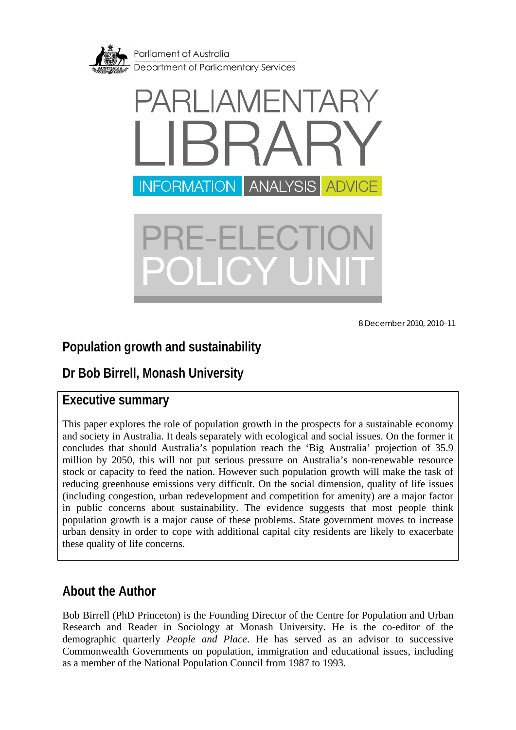Parliament of Australia
Department of Parliamentary Services

PARLIAMENTARY LIBRARY

INFORMATION ANALYSIS ADVICE

PRE-ELECTION POLICY UNIT

8 December 2010, 2010–11

# Population growth and sustainability

## Dr Bob Birrell, Monash University

## Executive summary

This paper explores the role of population growth in the prospects for a sustainable economy and society in Australia. It deals separately with ecological and social issues. On the former it concludes that should Australia's population reach the 'Big Australia' projection of 35.9 million by 2050, this will not put serious pressure on Australia's non-renewable resource stock or capacity to feed the nation. However such population growth will make the task of reducing greenhouse emissions very difficult. On the social dimension, quality of life issues (including congestion, urban redevelopment and competition for amenity) are a major factor in public concerns about sustainability. The evidence suggests that most people think population growth is a major cause of these problems. State government moves to increase urban density in order to cope with additional capital city residents are likely to exacerbate these quality of life concerns.

## About the Author

Bob Birrell (PhD Princeton) is the Founding Director of the Centre for Population and Urban Research and Reader in Sociology at Monash University. He is the co-editor of the demographic quarterly *People and Place*. He has served as an advisor to successive Commonwealth Governments on population, immigration and educational issues, including as a member of the National Population Council from 1987 to 1993.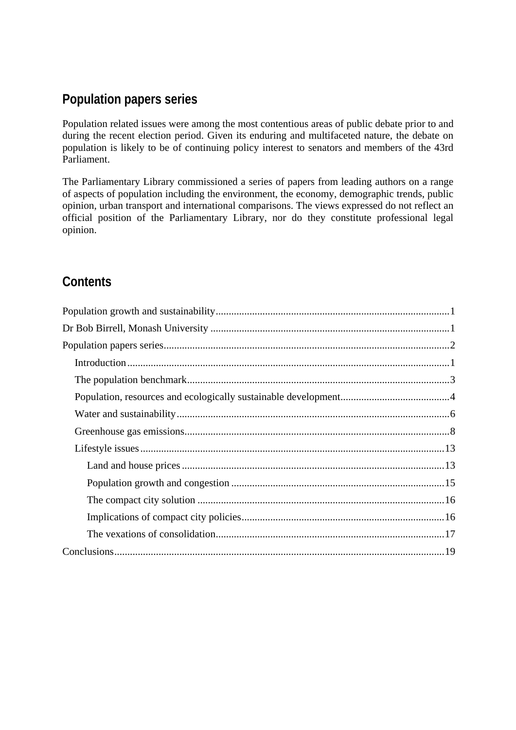## Population papers series

Population related issues were among the most contentious areas of public debate prior to and during the recent election period. Given its enduring and multifaceted nature, the debate on population is likely to be of continuing policy interest to senators and members of the 43rd Parliament.

The Parliamentary Library commissioned a series of papers from leading authors on a range of aspects of population including the environment, the economy, demographic trends, public opinion, urban transport and international comparisons. The views expressed do not reflect an official position of the Parliamentary Library, nor do they constitute professional legal opinion.

## Contents

Population growth and sustainability .......... 1

Dr Bob Birrell, Monash University .......... 1

Population papers series .......... 2

- Introduction .......... 1
- The population benchmark .......... 3
- Population, resources and ecologically sustainable development .......... 4
- Water and sustainability .......... 6
- Greenhouse gas emissions .......... 8
- Lifestyle issues .......... 13
  - Land and house prices .......... 13
  - Population growth and congestion .......... 15
  - The compact city solution .......... 16
  - Implications of compact city policies .......... 16
  - The vexations of consolidation .......... 17

Conclusions .......... 19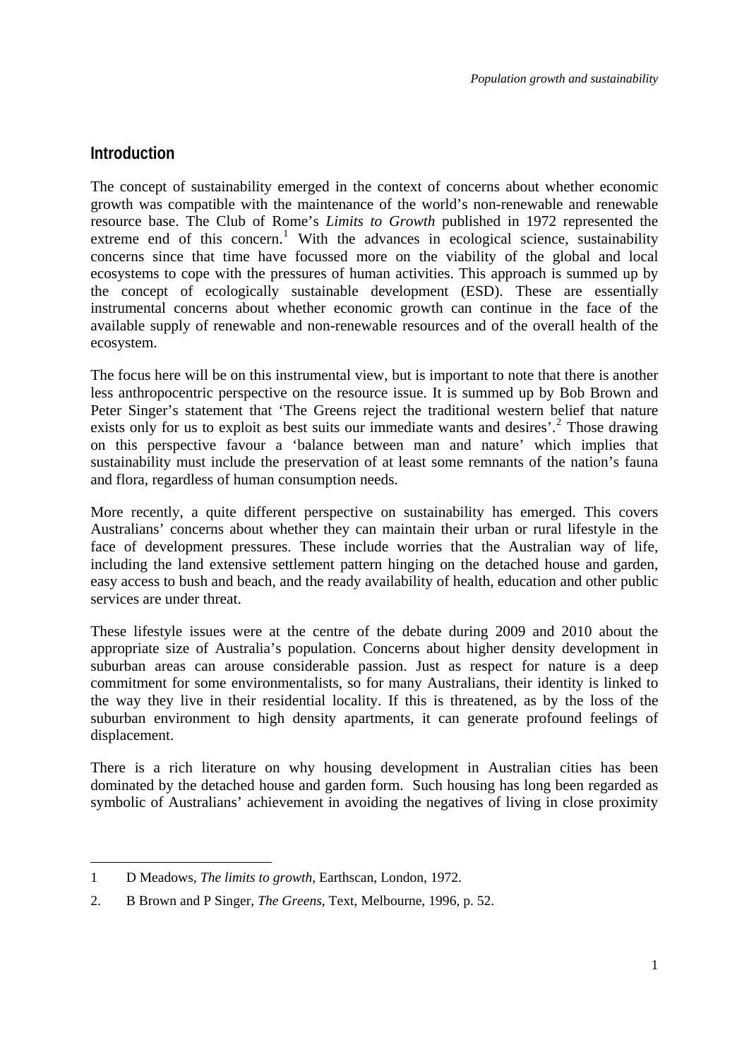## Introduction

The concept of sustainability emerged in the context of concerns about whether economic growth was compatible with the maintenance of the world's non-renewable and renewable resource base. The Club of Rome's *Limits to Growth* published in 1972 represented the extreme end of this concern.[1] With the advances in ecological science, sustainability concerns since that time have focussed more on the viability of the global and local ecosystems to cope with the pressures of human activities. This approach is summed up by the concept of ecologically sustainable development (ESD). These are essentially instrumental concerns about whether economic growth can continue in the face of the available supply of renewable and non-renewable resources and of the overall health of the ecosystem.

The focus here will be on this instrumental view, but is important to note that there is another less anthropocentric perspective on the resource issue. It is summed up by Bob Brown and Peter Singer's statement that 'The Greens reject the traditional western belief that nature exists only for us to exploit as best suits our immediate wants and desires'.[2] Those drawing on this perspective favour a 'balance between man and nature' which implies that sustainability must include the preservation of at least some remnants of the nation's fauna and flora, regardless of human consumption needs.

More recently, a quite different perspective on sustainability has emerged. This covers Australians' concerns about whether they can maintain their urban or rural lifestyle in the face of development pressures. These include worries that the Australian way of life, including the land extensive settlement pattern hinging on the detached house and garden, easy access to bush and beach, and the ready availability of health, education and other public services are under threat.

These lifestyle issues were at the centre of the debate during 2009 and 2010 about the appropriate size of Australia's population. Concerns about higher density development in suburban areas can arouse considerable passion. Just as respect for nature is a deep commitment for some environmentalists, so for many Australians, their identity is linked to the way they live in their residential locality. If this is threatened, as by the loss of the suburban environment to high density apartments, it can generate profound feelings of displacement.

There is a rich literature on why housing development in Australian cities has been dominated by the detached house and garden form. Such housing has long been regarded as symbolic of Australians' achievement in avoiding the negatives of living in close proximity

---

1 D Meadows, *The limits to growth*, Earthscan, London, 1972.

2. B Brown and P Singer, *The Greens*, Text, Melbourne, 1996, p. 52.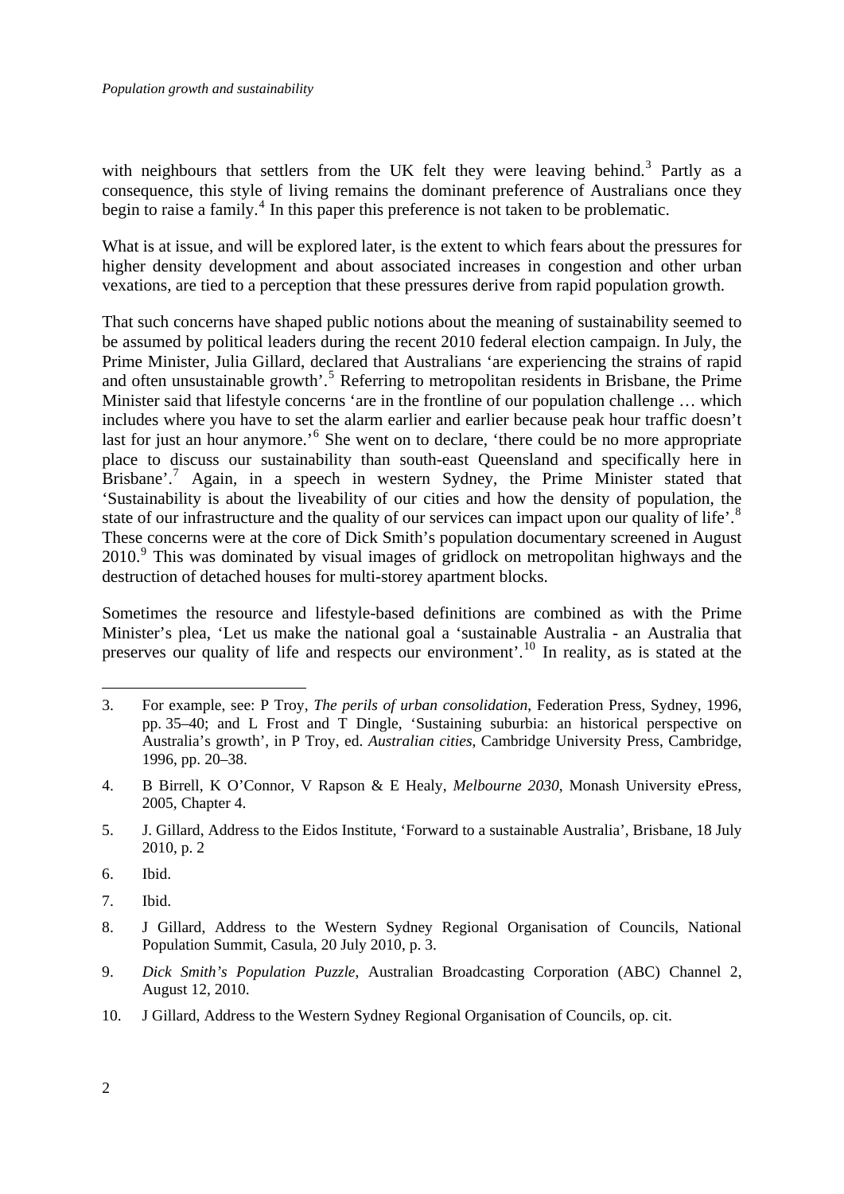with neighbours that settlers from the UK felt they were leaving behind.[3] Partly as a consequence, this style of living remains the dominant preference of Australians once they begin to raise a family.[4] In this paper this preference is not taken to be problematic.

What is at issue, and will be explored later, is the extent to which fears about the pressures for higher density development and about associated increases in congestion and other urban vexations, are tied to a perception that these pressures derive from rapid population growth.

That such concerns have shaped public notions about the meaning of sustainability seemed to be assumed by political leaders during the recent 2010 federal election campaign. In July, the Prime Minister, Julia Gillard, declared that Australians 'are experiencing the strains of rapid and often unsustainable growth'.[5] Referring to metropolitan residents in Brisbane, the Prime Minister said that lifestyle concerns 'are in the frontline of our population challenge … which includes where you have to set the alarm earlier and earlier because peak hour traffic doesn't last for just an hour anymore.'[6] She went on to declare, 'there could be no more appropriate place to discuss our sustainability than south-east Queensland and specifically here in Brisbane'.[7] Again, in a speech in western Sydney, the Prime Minister stated that 'Sustainability is about the liveability of our cities and how the density of population, the state of our infrastructure and the quality of our services can impact upon our quality of life'.[8] These concerns were at the core of Dick Smith's population documentary screened in August 2010.[9] This was dominated by visual images of gridlock on metropolitan highways and the destruction of detached houses for multi-storey apartment blocks.

Sometimes the resource and lifestyle-based definitions are combined as with the Prime Minister's plea, 'Let us make the national goal a 'sustainable Australia - an Australia that preserves our quality of life and respects our environment'.[10] In reality, as is stated at the

---

3. For example, see: P Troy, *The perils of urban consolidation*, Federation Press, Sydney, 1996, pp. 35–40; and L Frost and T Dingle, 'Sustaining suburbia: an historical perspective on Australia's growth', in P Troy, ed. *Australian cities*, Cambridge University Press, Cambridge, 1996, pp. 20–38.

4. B Birrell, K O'Connor, V Rapson & E Healy, *Melbourne 2030*, Monash University ePress, 2005, Chapter 4.

5. J. Gillard, Address to the Eidos Institute, 'Forward to a sustainable Australia', Brisbane, 18 July 2010, p. 2

6. Ibid.

7. Ibid.

8. J Gillard, Address to the Western Sydney Regional Organisation of Councils, National Population Summit, Casula, 20 July 2010, p. 3.

9. *Dick Smith's Population Puzzle*, Australian Broadcasting Corporation (ABC) Channel 2, August 12, 2010.

10. J Gillard, Address to the Western Sydney Regional Organisation of Councils, op. cit.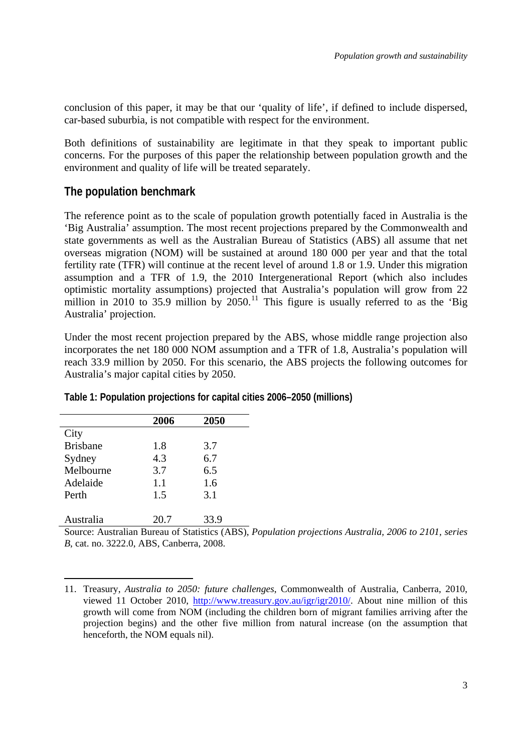conclusion of this paper, it may be that our 'quality of life', if defined to include dispersed, car-based suburbia, is not compatible with respect for the environment.

Both definitions of sustainability are legitimate in that they speak to important public concerns. For the purposes of this paper the relationship between population growth and the environment and quality of life will be treated separately.

## The population benchmark

The reference point as to the scale of population growth potentially faced in Australia is the 'Big Australia' assumption. The most recent projections prepared by the Commonwealth and state governments as well as the Australian Bureau of Statistics (ABS) all assume that net overseas migration (NOM) will be sustained at around 180 000 per year and that the total fertility rate (TFR) will continue at the recent level of around 1.8 or 1.9. Under this migration assumption and a TFR of 1.9, the 2010 Intergenerational Report (which also includes optimistic mortality assumptions) projected that Australia's population will grow from 22 million in 2010 to 35.9 million by 2050.[11] This figure is usually referred to as the 'Big Australia' projection.

Under the most recent projection prepared by the ABS, whose middle range projection also incorporates the net 180 000 NOM assumption and a TFR of 1.8, Australia's population will reach 33.9 million by 2050. For this scenario, the ABS projects the following outcomes for Australia's major capital cities by 2050.

**Table 1: Population projections for capital cities 2006–2050 (millions)**

| | 2006 | 2050 |
|---|---|---|
| City | | |
| Brisbane | 1.8 | 3.7 |
| Sydney | 4.3 | 6.7 |
| Melbourne | 3.7 | 6.5 |
| Adelaide | 1.1 | 1.6 |
| Perth | 1.5 | 3.1 |
| | | |
| Australia | 20.7 | 33.9 |

Source: Australian Bureau of Statistics (ABS), *Population projections Australia, 2006 to 2101, series B*, cat. no. 3222.0, ABS, Canberra, 2008.

---

11. Treasury, *Australia to 2050: future challenges*, Commonwealth of Australia, Canberra, 2010, viewed 11 October 2010, http://www.treasury.gov.au/igr/igr2010/. About nine million of this growth will come from NOM (including the children born of migrant families arriving after the projection begins) and the other five million from natural increase (on the assumption that henceforth, the NOM equals nil).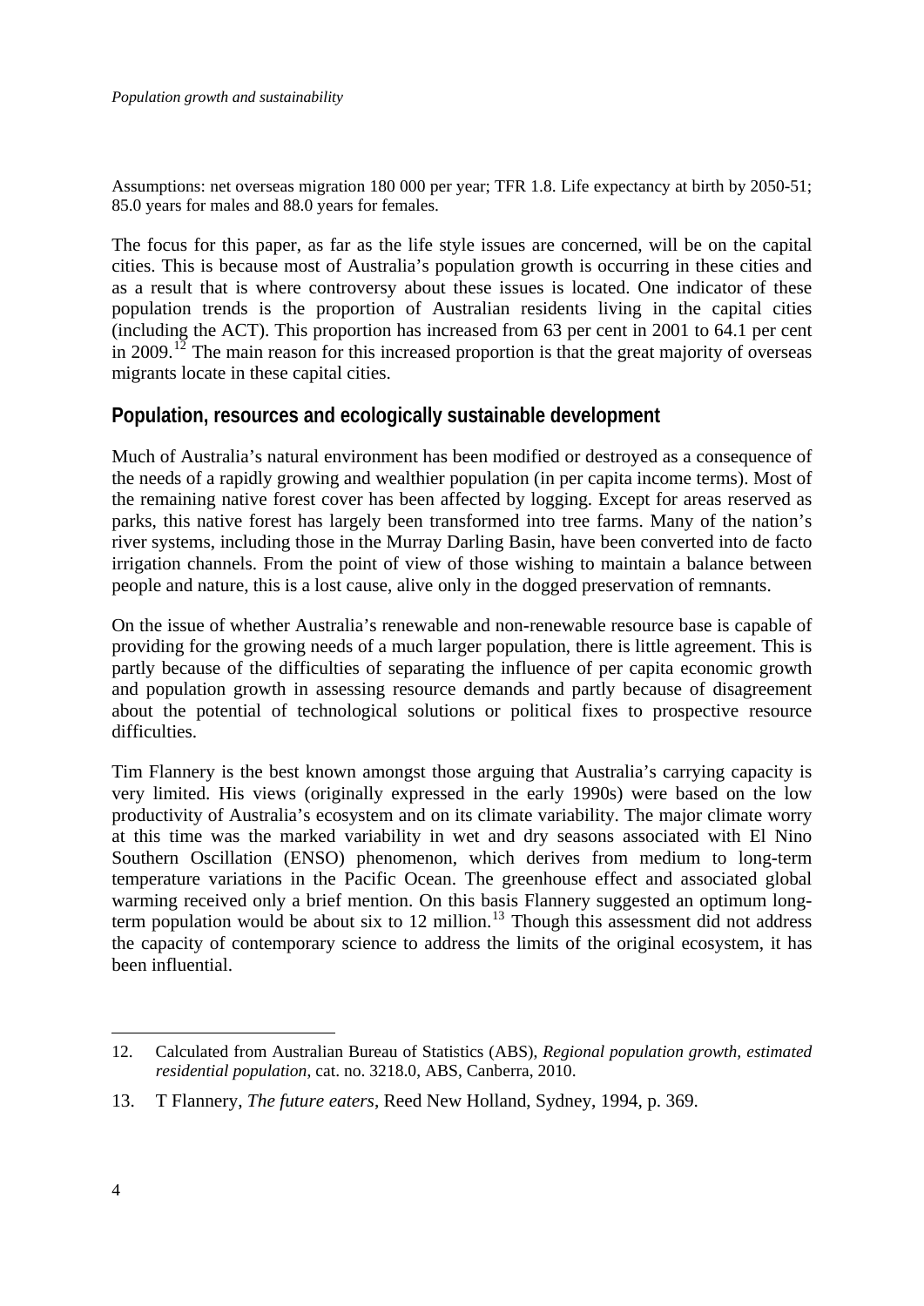Assumptions: net overseas migration 180 000 per year; TFR 1.8. Life expectancy at birth by 2050-51; 85.0 years for males and 88.0 years for females.

The focus for this paper, as far as the life style issues are concerned, will be on the capital cities. This is because most of Australia's population growth is occurring in these cities and as a result that is where controversy about these issues is located. One indicator of these population trends is the proportion of Australian residents living in the capital cities (including the ACT). This proportion has increased from 63 per cent in 2001 to 64.1 per cent in 2009.[12] The main reason for this increased proportion is that the great majority of overseas migrants locate in these capital cities.

## Population, resources and ecologically sustainable development

Much of Australia's natural environment has been modified or destroyed as a consequence of the needs of a rapidly growing and wealthier population (in per capita income terms). Most of the remaining native forest cover has been affected by logging. Except for areas reserved as parks, this native forest has largely been transformed into tree farms. Many of the nation's river systems, including those in the Murray Darling Basin, have been converted into de facto irrigation channels. From the point of view of those wishing to maintain a balance between people and nature, this is a lost cause, alive only in the dogged preservation of remnants.

On the issue of whether Australia's renewable and non-renewable resource base is capable of providing for the growing needs of a much larger population, there is little agreement. This is partly because of the difficulties of separating the influence of per capita economic growth and population growth in assessing resource demands and partly because of disagreement about the potential of technological solutions or political fixes to prospective resource difficulties.

Tim Flannery is the best known amongst those arguing that Australia's carrying capacity is very limited. His views (originally expressed in the early 1990s) were based on the low productivity of Australia's ecosystem and on its climate variability. The major climate worry at this time was the marked variability in wet and dry seasons associated with El Nino Southern Oscillation (ENSO) phenomenon, which derives from medium to long-term temperature variations in the Pacific Ocean. The greenhouse effect and associated global warming received only a brief mention. On this basis Flannery suggested an optimum long-term population would be about six to 12 million.[13] Though this assessment did not address the capacity of contemporary science to address the limits of the original ecosystem, it has been influential.

---

12. Calculated from Australian Bureau of Statistics (ABS), *Regional population growth, estimated residential population*, cat. no. 3218.0, ABS, Canberra, 2010.

13. T Flannery, *The future eaters*, Reed New Holland, Sydney, 1994, p. 369.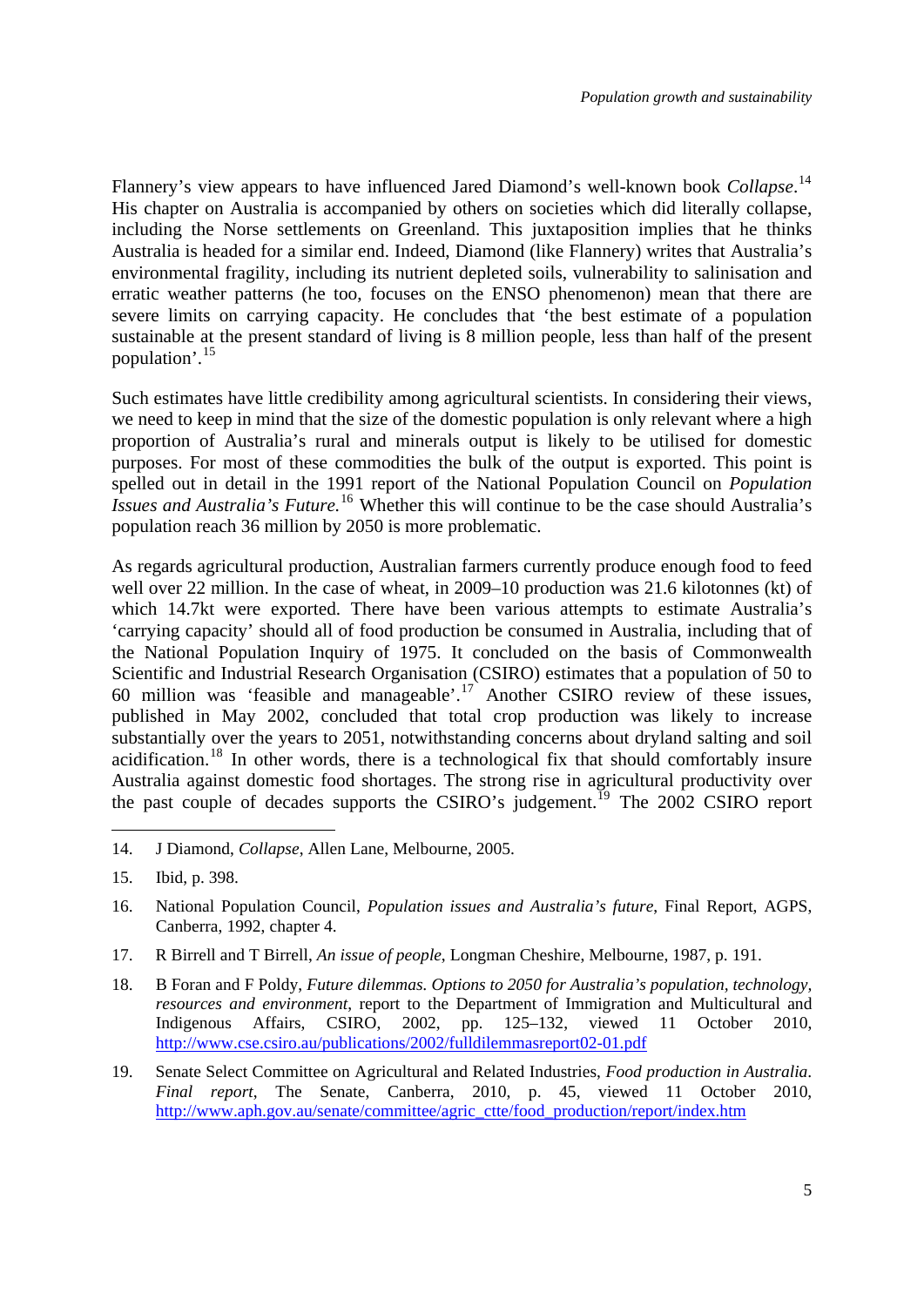Flannery's view appears to have influenced Jared Diamond's well-known book *Collapse*.[14] His chapter on Australia is accompanied by others on societies which did literally collapse, including the Norse settlements on Greenland. This juxtaposition implies that he thinks Australia is headed for a similar end. Indeed, Diamond (like Flannery) writes that Australia's environmental fragility, including its nutrient depleted soils, vulnerability to salinisation and erratic weather patterns (he too, focuses on the ENSO phenomenon) mean that there are severe limits on carrying capacity. He concludes that 'the best estimate of a population sustainable at the present standard of living is 8 million people, less than half of the present population'.[15]

Such estimates have little credibility among agricultural scientists. In considering their views, we need to keep in mind that the size of the domestic population is only relevant where a high proportion of Australia's rural and minerals output is likely to be utilised for domestic purposes. For most of these commodities the bulk of the output is exported. This point is spelled out in detail in the 1991 report of the National Population Council on *Population Issues and Australia's Future.*[16] Whether this will continue to be the case should Australia's population reach 36 million by 2050 is more problematic.

As regards agricultural production, Australian farmers currently produce enough food to feed well over 22 million. In the case of wheat, in 2009–10 production was 21.6 kilotonnes (kt) of which 14.7kt were exported. There have been various attempts to estimate Australia's 'carrying capacity' should all of food production be consumed in Australia, including that of the National Population Inquiry of 1975. It concluded on the basis of Commonwealth Scientific and Industrial Research Organisation (CSIRO) estimates that a population of 50 to 60 million was 'feasible and manageable'.[17] Another CSIRO review of these issues, published in May 2002, concluded that total crop production was likely to increase substantially over the years to 2051, notwithstanding concerns about dryland salting and soil acidification.[18] In other words, there is a technological fix that should comfortably insure Australia against domestic food shortages. The strong rise in agricultural productivity over the past couple of decades supports the CSIRO's judgement.[19] The 2002 CSIRO report

---

14. J Diamond, *Collapse*, Allen Lane, Melbourne, 2005.

15. Ibid, p. 398.

16. National Population Council, *Population issues and Australia's future*, Final Report, AGPS, Canberra, 1992, chapter 4.

17. R Birrell and T Birrell, *An issue of people*, Longman Cheshire, Melbourne, 1987, p. 191.

18. B Foran and F Poldy, *Future dilemmas. Options to 2050 for Australia's population, technology, resources and environment*, report to the Department of Immigration and Multicultural and Indigenous Affairs, CSIRO, 2002, pp. 125–132, viewed 11 October 2010, http://www.cse.csiro.au/publications/2002/fulldilemmasreport02-01.pdf

19. Senate Select Committee on Agricultural and Related Industries, *Food production in Australia. Final report*, The Senate, Canberra, 2010, p. 45, viewed 11 October 2010, http://www.aph.gov.au/senate/committee/agric_ctte/food_production/report/index.htm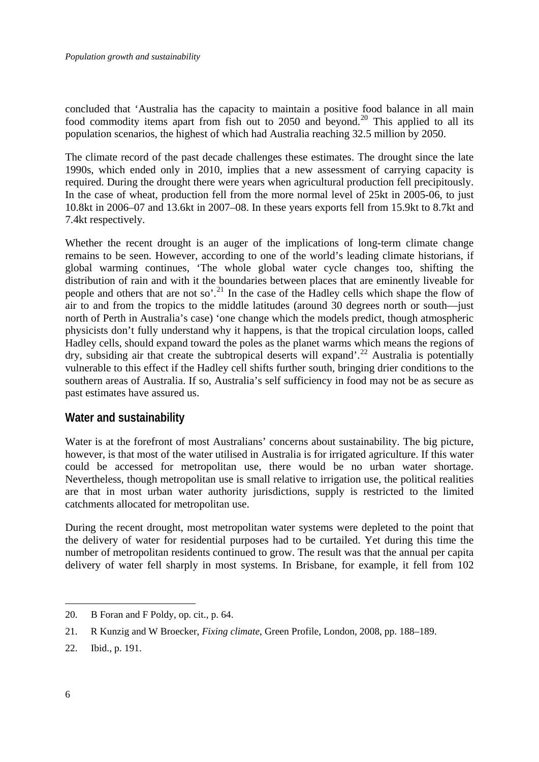concluded that 'Australia has the capacity to maintain a positive food balance in all main food commodity items apart from fish out to 2050 and beyond.[20] This applied to all its population scenarios, the highest of which had Australia reaching 32.5 million by 2050.

The climate record of the past decade challenges these estimates. The drought since the late 1990s, which ended only in 2010, implies that a new assessment of carrying capacity is required. During the drought there were years when agricultural production fell precipitously. In the case of wheat, production fell from the more normal level of 25kt in 2005-06, to just 10.8kt in 2006–07 and 13.6kt in 2007–08. In these years exports fell from 15.9kt to 8.7kt and 7.4kt respectively.

Whether the recent drought is an auger of the implications of long-term climate change remains to be seen. However, according to one of the world's leading climate historians, if global warming continues, 'The whole global water cycle changes too, shifting the distribution of rain and with it the boundaries between places that are eminently liveable for people and others that are not so'.[21] In the case of the Hadley cells which shape the flow of air to and from the tropics to the middle latitudes (around 30 degrees north or south—just north of Perth in Australia's case) 'one change which the models predict, though atmospheric physicists don't fully understand why it happens, is that the tropical circulation loops, called Hadley cells, should expand toward the poles as the planet warms which means the regions of dry, subsiding air that create the subtropical deserts will expand'.[22] Australia is potentially vulnerable to this effect if the Hadley cell shifts further south, bringing drier conditions to the southern areas of Australia. If so, Australia's self sufficiency in food may not be as secure as past estimates have assured us.

## Water and sustainability

Water is at the forefront of most Australians' concerns about sustainability. The big picture, however, is that most of the water utilised in Australia is for irrigated agriculture. If this water could be accessed for metropolitan use, there would be no urban water shortage. Nevertheless, though metropolitan use is small relative to irrigation use, the political realities are that in most urban water authority jurisdictions, supply is restricted to the limited catchments allocated for metropolitan use.

During the recent drought, most metropolitan water systems were depleted to the point that the delivery of water for residential purposes had to be curtailed. Yet during this time the number of metropolitan residents continued to grow. The result was that the annual per capita delivery of water fell sharply in most systems. In Brisbane, for example, it fell from 102

---

20. B Foran and F Poldy, op. cit., p. 64.

21. R Kunzig and W Broecker, *Fixing climate*, Green Profile, London, 2008, pp. 188–189.

22. Ibid., p. 191.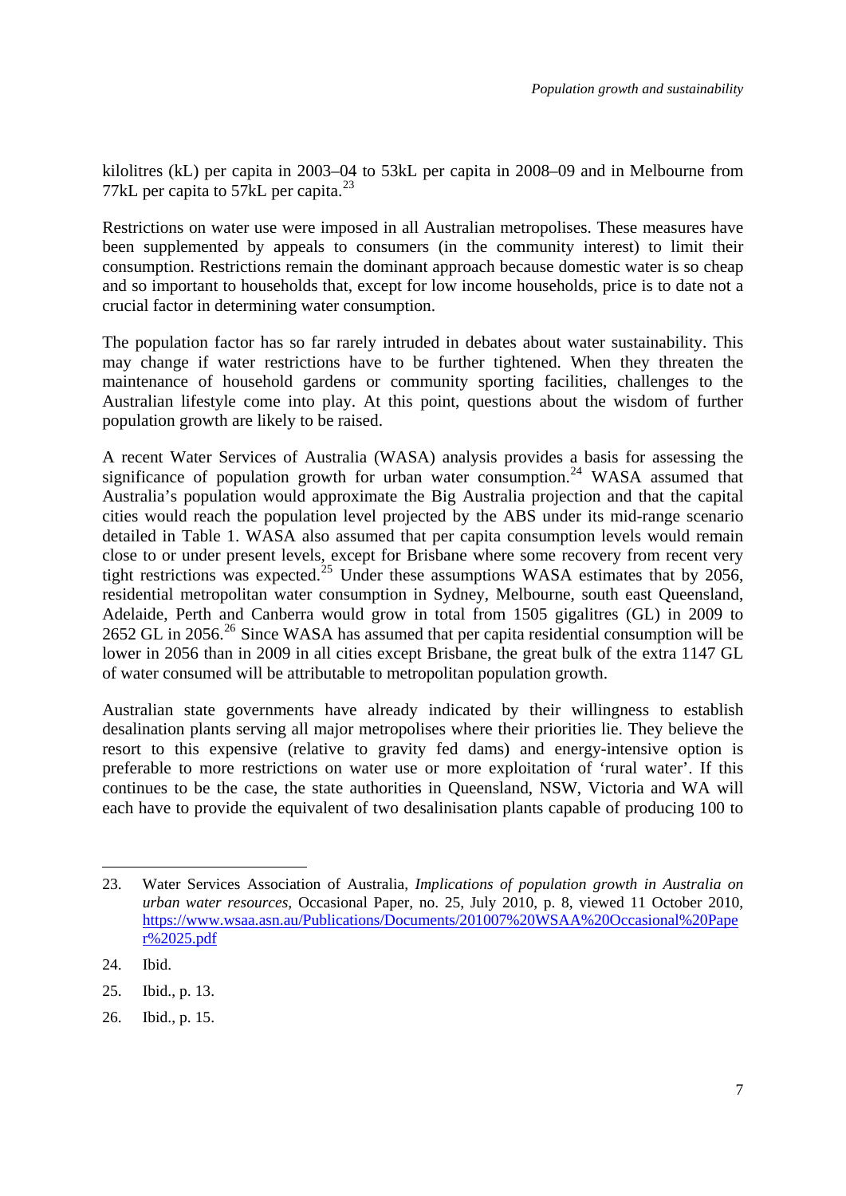kilolitres (kL) per capita in 2003–04 to 53kL per capita in 2008–09 and in Melbourne from 77kL per capita to 57kL per capita.[23]

Restrictions on water use were imposed in all Australian metropolises. These measures have been supplemented by appeals to consumers (in the community interest) to limit their consumption. Restrictions remain the dominant approach because domestic water is so cheap and so important to households that, except for low income households, price is to date not a crucial factor in determining water consumption.

The population factor has so far rarely intruded in debates about water sustainability. This may change if water restrictions have to be further tightened. When they threaten the maintenance of household gardens or community sporting facilities, challenges to the Australian lifestyle come into play. At this point, questions about the wisdom of further population growth are likely to be raised.

A recent Water Services of Australia (WASA) analysis provides a basis for assessing the significance of population growth for urban water consumption.[24] WASA assumed that Australia's population would approximate the Big Australia projection and that the capital cities would reach the population level projected by the ABS under its mid-range scenario detailed in Table 1. WASA also assumed that per capita consumption levels would remain close to or under present levels, except for Brisbane where some recovery from recent very tight restrictions was expected.[25] Under these assumptions WASA estimates that by 2056, residential metropolitan water consumption in Sydney, Melbourne, south east Queensland, Adelaide, Perth and Canberra would grow in total from 1505 gigalitres (GL) in 2009 to 2652 GL in 2056.[26] Since WASA has assumed that per capita residential consumption will be lower in 2056 than in 2009 in all cities except Brisbane, the great bulk of the extra 1147 GL of water consumed will be attributable to metropolitan population growth.

Australian state governments have already indicated by their willingness to establish desalination plants serving all major metropolises where their priorities lie. They believe the resort to this expensive (relative to gravity fed dams) and energy-intensive option is preferable to more restrictions on water use or more exploitation of 'rural water'. If this continues to be the case, the state authorities in Queensland, NSW, Victoria and WA will each have to provide the equivalent of two desalinisation plants capable of producing 100 to

---

23. Water Services Association of Australia, *Implications of population growth in Australia on urban water resources*, Occasional Paper, no. 25, July 2010, p. 8, viewed 11 October 2010, https://www.wsaa.asn.au/Publications/Documents/201007%20WSAA%20Occasional%20Paper%2025.pdf

24. Ibid.

25. Ibid., p. 13.

26. Ibid., p. 15.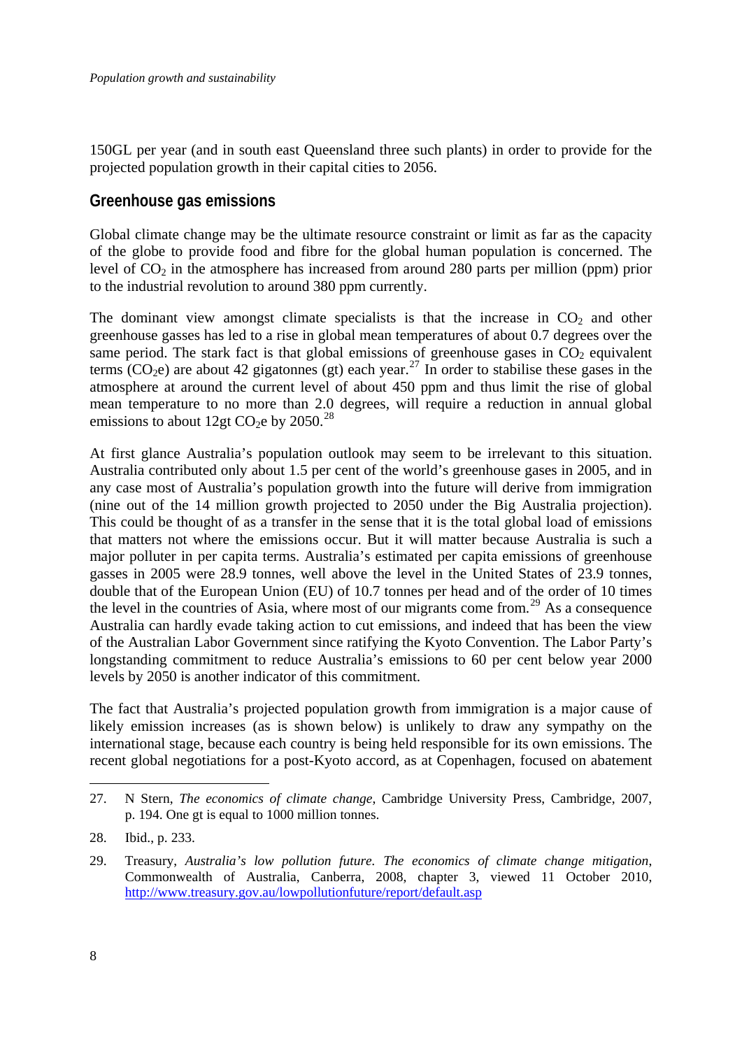150GL per year (and in south east Queensland three such plants) in order to provide for the projected population growth in their capital cities to 2056.

## Greenhouse gas emissions

Global climate change may be the ultimate resource constraint or limit as far as the capacity of the globe to provide food and fibre for the global human population is concerned. The level of $CO_2$ in the atmosphere has increased from around 280 parts per million (ppm) prior to the industrial revolution to around 380 ppm currently.

The dominant view amongst climate specialists is that the increase in $CO_2$ and other greenhouse gasses has led to a rise in global mean temperatures of about 0.7 degrees over the same period. The stark fact is that global emissions of greenhouse gases in $CO_2$ equivalent terms ($CO_2$e) are about 42 gigatonnes (gt) each year.[27] In order to stabilise these gases in the atmosphere at around the current level of about 450 ppm and thus limit the rise of global mean temperature to no more than 2.0 degrees, will require a reduction in annual global emissions to about 12gt $CO_2$e by 2050.[28]

At first glance Australia's population outlook may seem to be irrelevant to this situation. Australia contributed only about 1.5 per cent of the world's greenhouse gases in 2005, and in any case most of Australia's population growth into the future will derive from immigration (nine out of the 14 million growth projected to 2050 under the Big Australia projection). This could be thought of as a transfer in the sense that it is the total global load of emissions that matters not where the emissions occur. But it will matter because Australia is such a major polluter in per capita terms. Australia's estimated per capita emissions of greenhouse gasses in 2005 were 28.9 tonnes, well above the level in the United States of 23.9 tonnes, double that of the European Union (EU) of 10.7 tonnes per head and of the order of 10 times the level in the countries of Asia, where most of our migrants come from.[29] As a consequence Australia can hardly evade taking action to cut emissions, and indeed that has been the view of the Australian Labor Government since ratifying the Kyoto Convention. The Labor Party's longstanding commitment to reduce Australia's emissions to 60 per cent below year 2000 levels by 2050 is another indicator of this commitment.

The fact that Australia's projected population growth from immigration is a major cause of likely emission increases (as is shown below) is unlikely to draw any sympathy on the international stage, because each country is being held responsible for its own emissions. The recent global negotiations for a post-Kyoto accord, as at Copenhagen, focused on abatement

---

27. N Stern, *The economics of climate change*, Cambridge University Press, Cambridge, 2007, p. 194. One gt is equal to 1000 million tonnes.

28. Ibid., p. 233.

29. Treasury, *Australia's low pollution future. The economics of climate change mitigation*, Commonwealth of Australia, Canberra, 2008, chapter 3, viewed 11 October 2010, http://www.treasury.gov.au/lowpollutionfuture/report/default.asp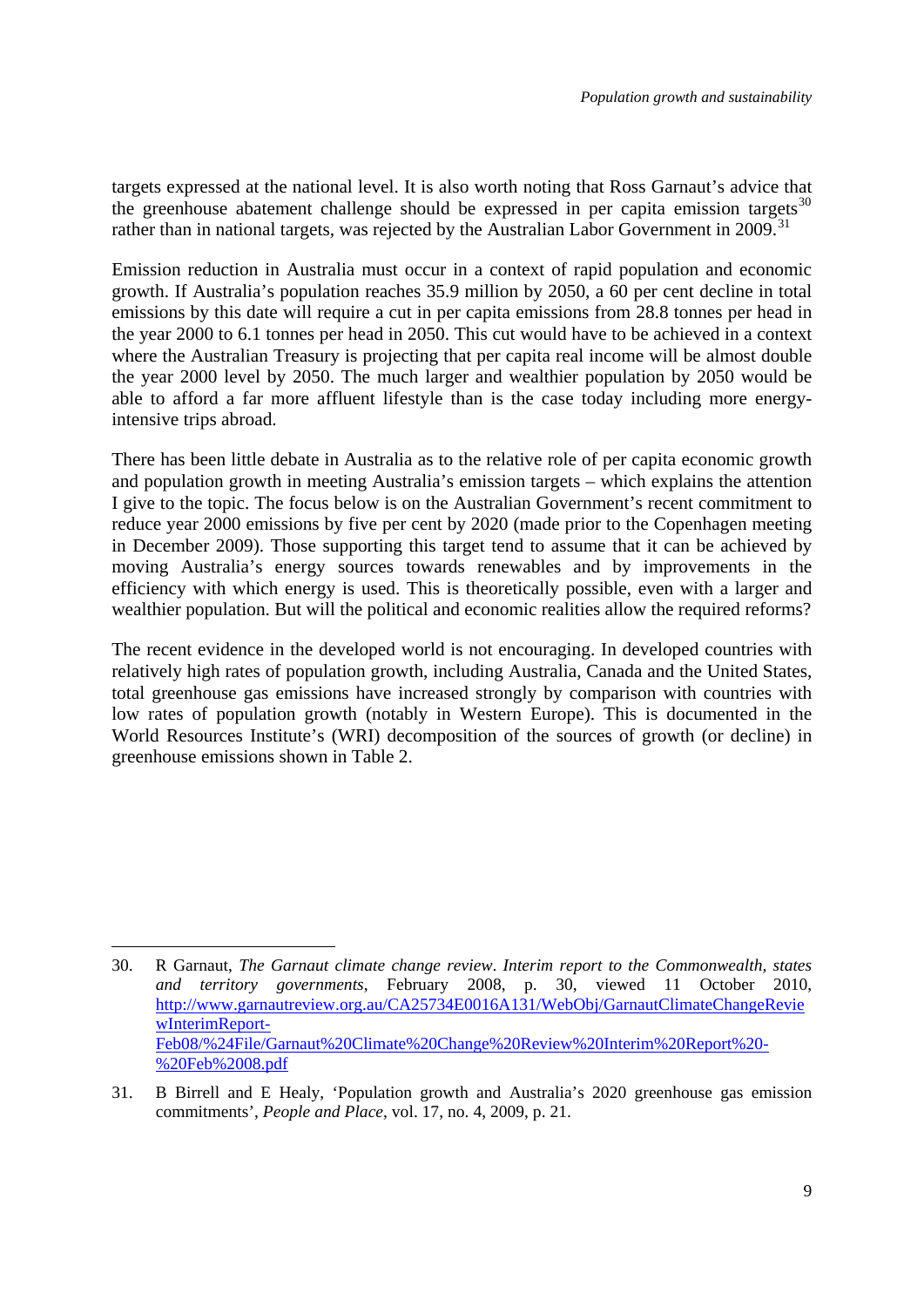targets expressed at the national level. It is also worth noting that Ross Garnaut's advice that the greenhouse abatement challenge should be expressed in per capita emission targets[30] rather than in national targets, was rejected by the Australian Labor Government in 2009.[31]

Emission reduction in Australia must occur in a context of rapid population and economic growth. If Australia's population reaches 35.9 million by 2050, a 60 per cent decline in total emissions by this date will require a cut in per capita emissions from 28.8 tonnes per head in the year 2000 to 6.1 tonnes per head in 2050. This cut would have to be achieved in a context where the Australian Treasury is projecting that per capita real income will be almost double the year 2000 level by 2050. The much larger and wealthier population by 2050 would be able to afford a far more affluent lifestyle than is the case today including more energy-intensive trips abroad.

There has been little debate in Australia as to the relative role of per capita economic growth and population growth in meeting Australia's emission targets – which explains the attention I give to the topic. The focus below is on the Australian Government's recent commitment to reduce year 2000 emissions by five per cent by 2020 (made prior to the Copenhagen meeting in December 2009). Those supporting this target tend to assume that it can be achieved by moving Australia's energy sources towards renewables and by improvements in the efficiency with which energy is used. This is theoretically possible, even with a larger and wealthier population. But will the political and economic realities allow the required reforms?

The recent evidence in the developed world is not encouraging. In developed countries with relatively high rates of population growth, including Australia, Canada and the United States, total greenhouse gas emissions have increased strongly by comparison with countries with low rates of population growth (notably in Western Europe). This is documented in the World Resources Institute's (WRI) decomposition of the sources of growth (or decline) in greenhouse emissions shown in Table 2.

---

30. R Garnaut, *The Garnaut climate change review. Interim report to the Commonwealth, states and territory governments*, February 2008, p. 30, viewed 11 October 2010, http://www.garnautreview.org.au/CA25734E0016A131/WebObj/GarnautClimateChangeReviewInterimReport-Feb08/%24File/Garnaut%20Climate%20Change%20Review%20Interim%20Report%20-%20Feb%2008.pdf

31. B Birrell and E Healy, 'Population growth and Australia's 2020 greenhouse gas emission commitments', *People and Place*, vol. 17, no. 4, 2009, p. 21.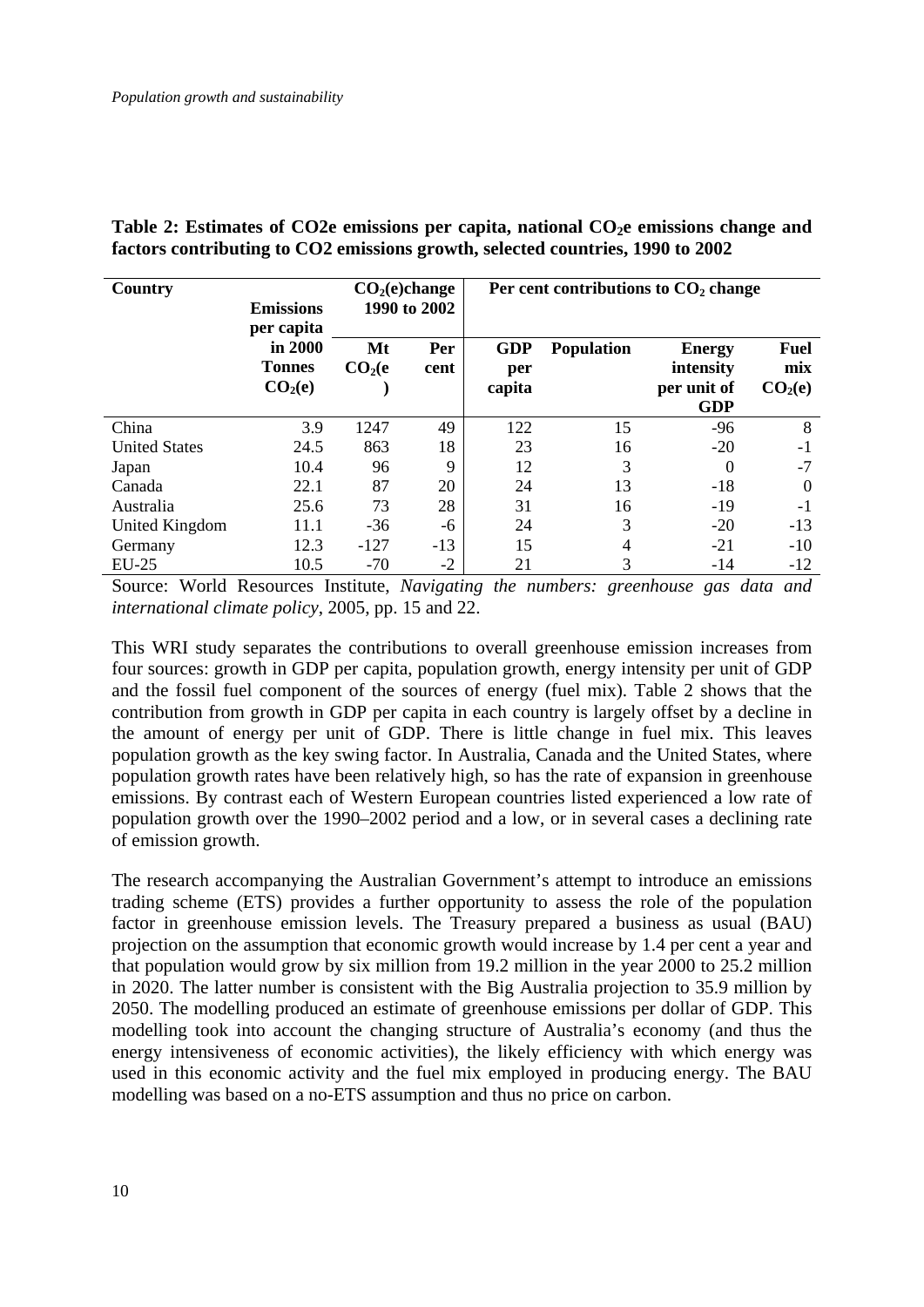**Table 2: Estimates of CO2e emissions per capita, national $CO_2$e emissions change and factors contributing to CO2 emissions growth, selected countries, 1990 to 2002**

| Country | Emissions per capita in 2000 Tonnes $CO_2$(e) | $CO_2$(e)change 1990 to 2002 | | Per cent contributions to $CO_2$ change | | | |
|---|---|---|---|---|---|---|---|
| | | Mt $CO_2$(e) | Per cent | GDP per capita | Population | Energy intensity per unit of GDP | Fuel mix $CO_2$(e) |
| China | 3.9 | 1247 | 49 | 122 | 15 | -96 | 8 |
| United States | 24.5 | 863 | 18 | 23 | 16 | -20 | -1 |
| Japan | 10.4 | 96 | 9 | 12 | 3 | 0 | -7 |
| Canada | 22.1 | 87 | 20 | 24 | 13 | -18 | 0 |
| Australia | 25.6 | 73 | 28 | 31 | 16 | -19 | -1 |
| United Kingdom | 11.1 | -36 | -6 | 24 | 3 | -20 | -13 |
| Germany | 12.3 | -127 | -13 | 15 | 4 | -21 | -10 |
| EU-25 | 10.5 | -70 | -2 | 21 | 3 | -14 | -12 |

Source: World Resources Institute, *Navigating the numbers: greenhouse gas data and international climate policy*, 2005, pp. 15 and 22.

This WRI study separates the contributions to overall greenhouse emission increases from four sources: growth in GDP per capita, population growth, energy intensity per unit of GDP and the fossil fuel component of the sources of energy (fuel mix). Table 2 shows that the contribution from growth in GDP per capita in each country is largely offset by a decline in the amount of energy per unit of GDP. There is little change in fuel mix. This leaves population growth as the key swing factor. In Australia, Canada and the United States, where population growth rates have been relatively high, so has the rate of expansion in greenhouse emissions. By contrast each of Western European countries listed experienced a low rate of population growth over the 1990–2002 period and a low, or in several cases a declining rate of emission growth.

The research accompanying the Australian Government's attempt to introduce an emissions trading scheme (ETS) provides a further opportunity to assess the role of the population factor in greenhouse emission levels. The Treasury prepared a business as usual (BAU) projection on the assumption that economic growth would increase by 1.4 per cent a year and that population would grow by six million from 19.2 million in the year 2000 to 25.2 million in 2020. The latter number is consistent with the Big Australia projection to 35.9 million by 2050. The modelling produced an estimate of greenhouse emissions per dollar of GDP. This modelling took into account the changing structure of Australia's economy (and thus the energy intensiveness of economic activities), the likely efficiency with which energy was used in this economic activity and the fuel mix employed in producing energy. The BAU modelling was based on a no-ETS assumption and thus no price on carbon.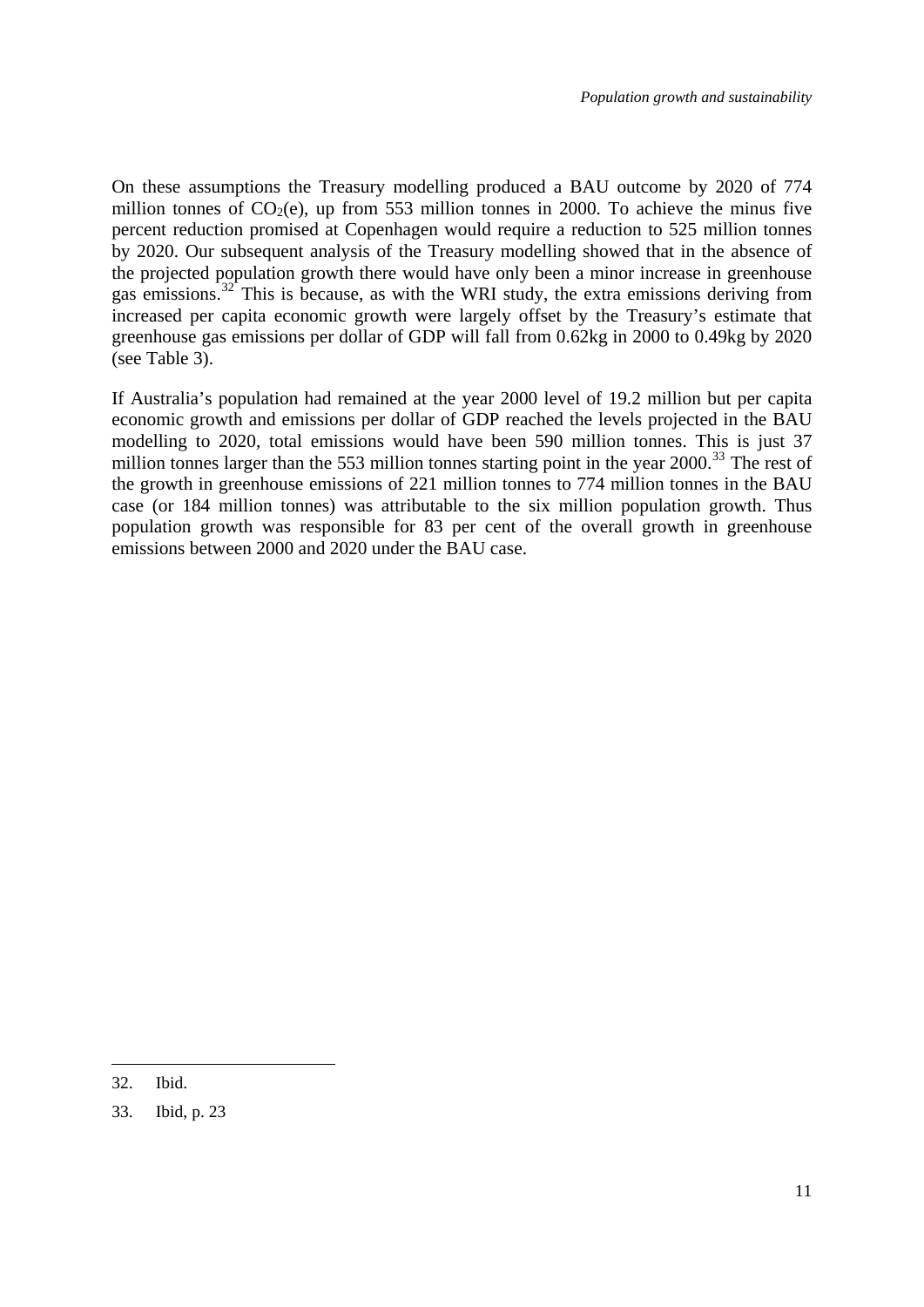On these assumptions the Treasury modelling produced a BAU outcome by 2020 of 774 million tonnes of $CO_2$(e), up from 553 million tonnes in 2000. To achieve the minus five percent reduction promised at Copenhagen would require a reduction to 525 million tonnes by 2020. Our subsequent analysis of the Treasury modelling showed that in the absence of the projected population growth there would have only been a minor increase in greenhouse gas emissions.[32] This is because, as with the WRI study, the extra emissions deriving from increased per capita economic growth were largely offset by the Treasury's estimate that greenhouse gas emissions per dollar of GDP will fall from 0.62kg in 2000 to 0.49kg by 2020 (see Table 3).

If Australia's population had remained at the year 2000 level of 19.2 million but per capita economic growth and emissions per dollar of GDP reached the levels projected in the BAU modelling to 2020, total emissions would have been 590 million tonnes. This is just 37 million tonnes larger than the 553 million tonnes starting point in the year 2000.[33] The rest of the growth in greenhouse emissions of 221 million tonnes to 774 million tonnes in the BAU case (or 184 million tonnes) was attributable to the six million population growth. Thus population growth was responsible for 83 per cent of the overall growth in greenhouse emissions between 2000 and 2020 under the BAU case.

---

32. Ibid.

33. Ibid, p. 23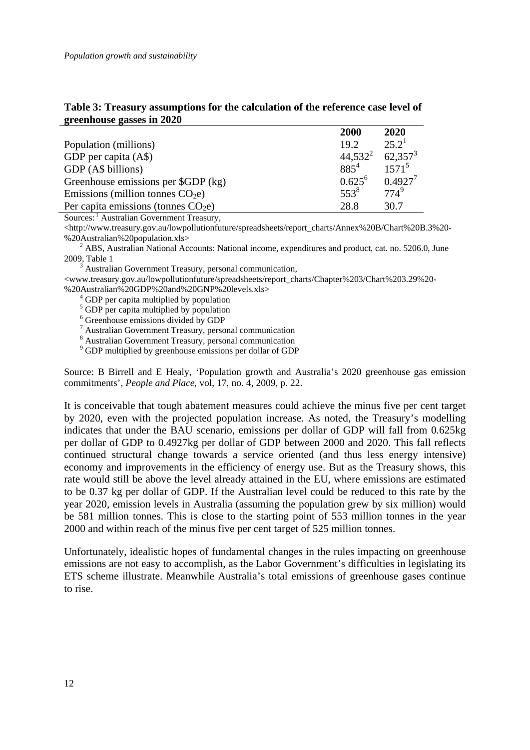**Table 3: Treasury assumptions for the calculation of the reference case level of greenhouse gasses in 2020**

| | 2000 | 2020 |
|---|---|---|
| Population (millions) | 19.2 | 25.2[1] |
| GDP per capita (A$) | 44,532[2] | 62,357[3] |
| GDP (A$ billions) | 885[4] | 1571[5] |
| Greenhouse emissions per $GDP (kg) | 0.625[6] | 0.4927[7] |
| Emissions (million tonnes $CO_2$e) | 553[8] | 774[9] |
| Per capita emissions (tonnes $CO_2$e) | 28.8 | 30.7 |

Sources: [1] Australian Government Treasury, <http://www.treasury.gov.au/lowpollutionfuture/spreadsheets/report_charts/Annex%20B/Chart%20B.3%20-%20Australian%20population.xls>

[2] ABS, Australian National Accounts: National income, expenditures and product, cat. no. 5206.0, June 2009, Table 1

[3] Australian Government Treasury, personal communication, <www.treasury.gov.au/lowpollutionfuture/spreadsheets/report_charts/Chapter%203/Chart%203.29%20-%20Australian%20GDP%20and%20GNP%20levels.xls>

[4] GDP per capita multiplied by population

[5] GDP per capita multiplied by population

[6] Greenhouse emissions divided by GDP

[7] Australian Government Treasury, personal communication

[8] Australian Government Treasury, personal communication

[9] GDP multiplied by greenhouse emissions per dollar of GDP

Source: B Birrell and E Healy, 'Population growth and Australia's 2020 greenhouse gas emission commitments', *People and Place*, vol, 17, no. 4, 2009, p. 22.

It is conceivable that tough abatement measures could achieve the minus five per cent target by 2020, even with the projected population increase. As noted, the Treasury's modelling indicates that under the BAU scenario, emissions per dollar of GDP will fall from 0.625kg per dollar of GDP to 0.4927kg per dollar of GDP between 2000 and 2020. This fall reflects continued structural change towards a service oriented (and thus less energy intensive) economy and improvements in the efficiency of energy use. But as the Treasury shows, this rate would still be above the level already attained in the EU, where emissions are estimated to be 0.37 kg per dollar of GDP. If the Australian level could be reduced to this rate by the year 2020, emission levels in Australia (assuming the population grew by six million) would be 581 million tonnes. This is close to the starting point of 553 million tonnes in the year 2000 and within reach of the minus five per cent target of 525 million tonnes.

Unfortunately, idealistic hopes of fundamental changes in the rules impacting on greenhouse emissions are not easy to accomplish, as the Labor Government's difficulties in legislating its ETS scheme illustrate. Meanwhile Australia's total emissions of greenhouse gases continue to rise.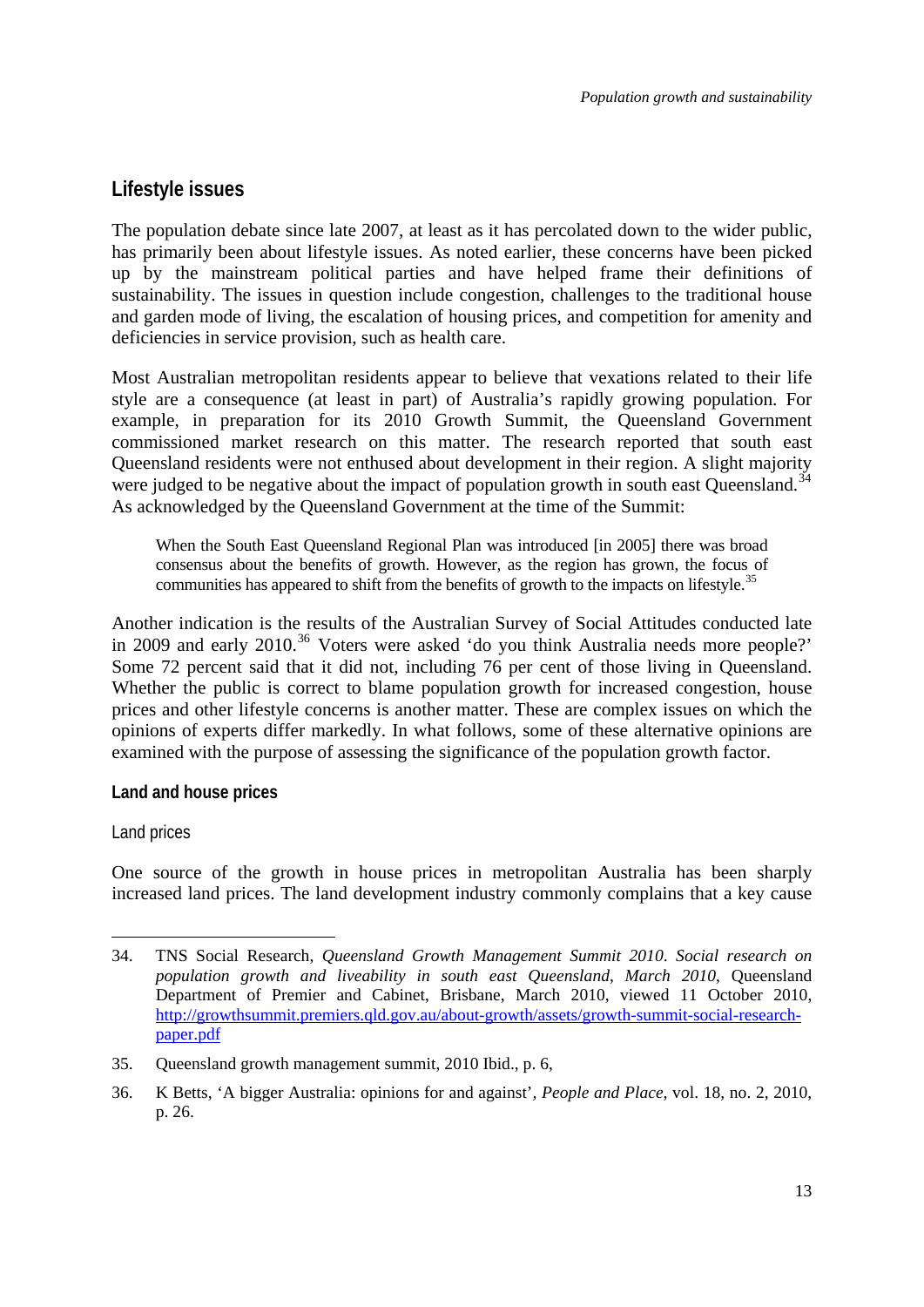## Lifestyle issues

The population debate since late 2007, at least as it has percolated down to the wider public, has primarily been about lifestyle issues. As noted earlier, these concerns have been picked up by the mainstream political parties and have helped frame their definitions of sustainability. The issues in question include congestion, challenges to the traditional house and garden mode of living, the escalation of housing prices, and competition for amenity and deficiencies in service provision, such as health care.

Most Australian metropolitan residents appear to believe that vexations related to their life style are a consequence (at least in part) of Australia's rapidly growing population. For example, in preparation for its 2010 Growth Summit, the Queensland Government commissioned market research on this matter. The research reported that south east Queensland residents were not enthused about development in their region. A slight majority were judged to be negative about the impact of population growth in south east Queensland.[34] As acknowledged by the Queensland Government at the time of the Summit:

> When the South East Queensland Regional Plan was introduced [in 2005] there was broad consensus about the benefits of growth. However, as the region has grown, the focus of communities has appeared to shift from the benefits of growth to the impacts on lifestyle.[35]

Another indication is the results of the Australian Survey of Social Attitudes conducted late in 2009 and early 2010.[36] Voters were asked 'do you think Australia needs more people?' Some 72 percent said that it did not, including 76 per cent of those living in Queensland. Whether the public is correct to blame population growth for increased congestion, house prices and other lifestyle concerns is another matter. These are complex issues on which the opinions of experts differ markedly. In what follows, some of these alternative opinions are examined with the purpose of assessing the significance of the population growth factor.

### Land and house prices

#### Land prices

One source of the growth in house prices in metropolitan Australia has been sharply increased land prices. The land development industry commonly complains that a key cause

---

34. TNS Social Research, *Queensland Growth Management Summit 2010. Social research on population growth and liveability in south east Queensland, March 2010*, Queensland Department of Premier and Cabinet, Brisbane, March 2010, viewed 11 October 2010, http://growthsummit.premiers.qld.gov.au/about-growth/assets/growth-summit-social-research-paper.pdf

35. Queensland growth management summit, 2010 Ibid., p. 6,

36. K Betts, 'A bigger Australia: opinions for and against', *People and Place*, vol. 18, no. 2, 2010, p. 26.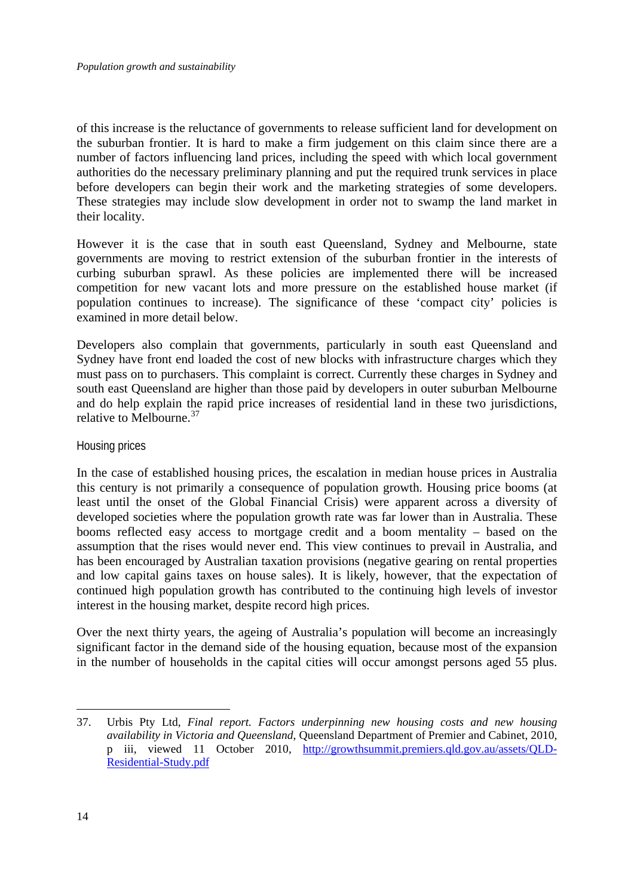of this increase is the reluctance of governments to release sufficient land for development on the suburban frontier. It is hard to make a firm judgement on this claim since there are a number of factors influencing land prices, including the speed with which local government authorities do the necessary preliminary planning and put the required trunk services in place before developers can begin their work and the marketing strategies of some developers. These strategies may include slow development in order not to swamp the land market in their locality.

However it is the case that in south east Queensland, Sydney and Melbourne, state governments are moving to restrict extension of the suburban frontier in the interests of curbing suburban sprawl. As these policies are implemented there will be increased competition for new vacant lots and more pressure on the established house market (if population continues to increase). The significance of these 'compact city' policies is examined in more detail below.

Developers also complain that governments, particularly in south east Queensland and Sydney have front end loaded the cost of new blocks with infrastructure charges which they must pass on to purchasers. This complaint is correct. Currently these charges in Sydney and south east Queensland are higher than those paid by developers in outer suburban Melbourne and do help explain the rapid price increases of residential land in these two jurisdictions, relative to Melbourne.[37]

### Housing prices

In the case of established housing prices, the escalation in median house prices in Australia this century is not primarily a consequence of population growth. Housing price booms (at least until the onset of the Global Financial Crisis) were apparent across a diversity of developed societies where the population growth rate was far lower than in Australia. These booms reflected easy access to mortgage credit and a boom mentality – based on the assumption that the rises would never end. This view continues to prevail in Australia, and has been encouraged by Australian taxation provisions (negative gearing on rental properties and low capital gains taxes on house sales). It is likely, however, that the expectation of continued high population growth has contributed to the continuing high levels of investor interest in the housing market, despite record high prices.

Over the next thirty years, the ageing of Australia's population will become an increasingly significant factor in the demand side of the housing equation, because most of the expansion in the number of households in the capital cities will occur amongst persons aged 55 plus.

---

37. Urbis Pty Ltd, *Final report. Factors underpinning new housing costs and new housing availability in Victoria and Queensland*, Queensland Department of Premier and Cabinet, 2010, p iii, viewed 11 October 2010, http://growthsummit.premiers.qld.gov.au/assets/QLD-Residential-Study.pdf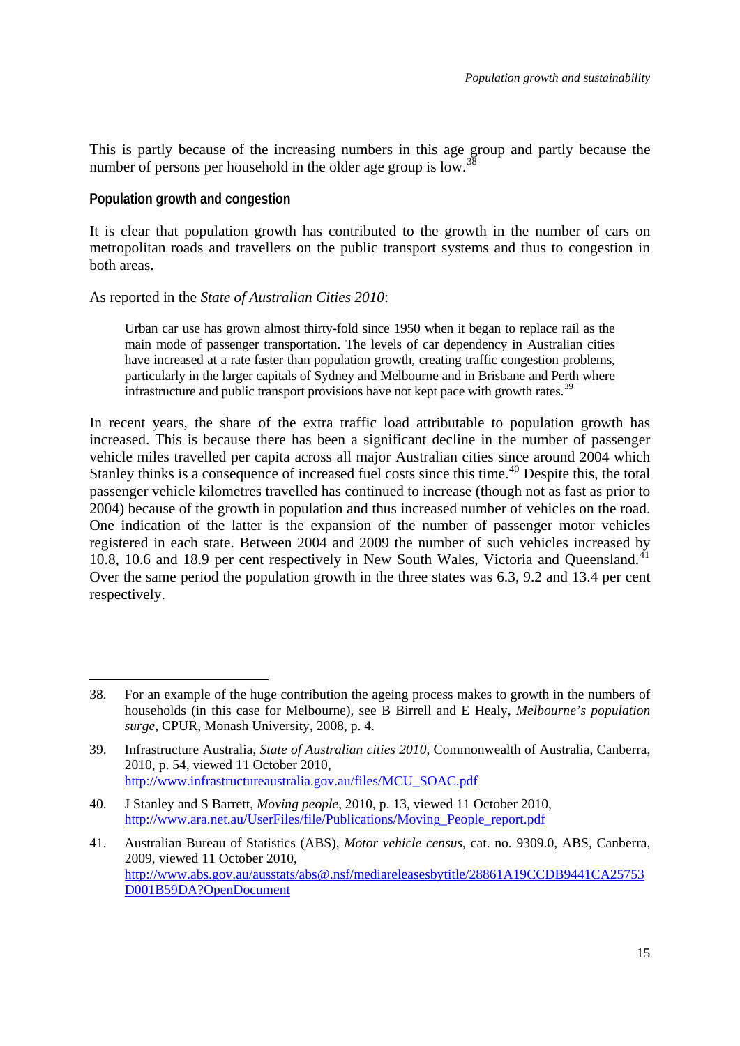This is partly because of the increasing numbers in this age group and partly because the number of persons per household in the older age group is low.[38]

### Population growth and congestion

It is clear that population growth has contributed to the growth in the number of cars on metropolitan roads and travellers on the public transport systems and thus to congestion in both areas.

As reported in the *State of Australian Cities 2010*:

> Urban car use has grown almost thirty-fold since 1950 when it began to replace rail as the main mode of passenger transportation. The levels of car dependency in Australian cities have increased at a rate faster than population growth, creating traffic congestion problems, particularly in the larger capitals of Sydney and Melbourne and in Brisbane and Perth where infrastructure and public transport provisions have not kept pace with growth rates.[39]

In recent years, the share of the extra traffic load attributable to population growth has increased. This is because there has been a significant decline in the number of passenger vehicle miles travelled per capita across all major Australian cities since around 2004 which Stanley thinks is a consequence of increased fuel costs since this time.[40] Despite this, the total passenger vehicle kilometres travelled has continued to increase (though not as fast as prior to 2004) because of the growth in population and thus increased number of vehicles on the road. One indication of the latter is the expansion of the number of passenger motor vehicles registered in each state. Between 2004 and 2009 the number of such vehicles increased by 10.8, 10.6 and 18.9 per cent respectively in New South Wales, Victoria and Queensland.[41] Over the same period the population growth in the three states was 6.3, 9.2 and 13.4 per cent respectively.

---

38. For an example of the huge contribution the ageing process makes to growth in the numbers of households (in this case for Melbourne), see B Birrell and E Healy, *Melbourne's population surge*, CPUR, Monash University, 2008, p. 4.

39. Infrastructure Australia, *State of Australian cities 2010*, Commonwealth of Australia, Canberra, 2010, p. 54, viewed 11 October 2010, http://www.infrastructureaustralia.gov.au/files/MCU_SOAC.pdf

40. J Stanley and S Barrett, *Moving people*, 2010, p. 13, viewed 11 October 2010, http://www.ara.net.au/UserFiles/file/Publications/Moving_People_report.pdf

41. Australian Bureau of Statistics (ABS), *Motor vehicle census*, cat. no. 9309.0, ABS, Canberra, 2009, viewed 11 October 2010, http://www.abs.gov.au/ausstats/abs@.nsf/mediareleasesbytitle/28861A19CCDB9441CA25753D001B59DA?OpenDocument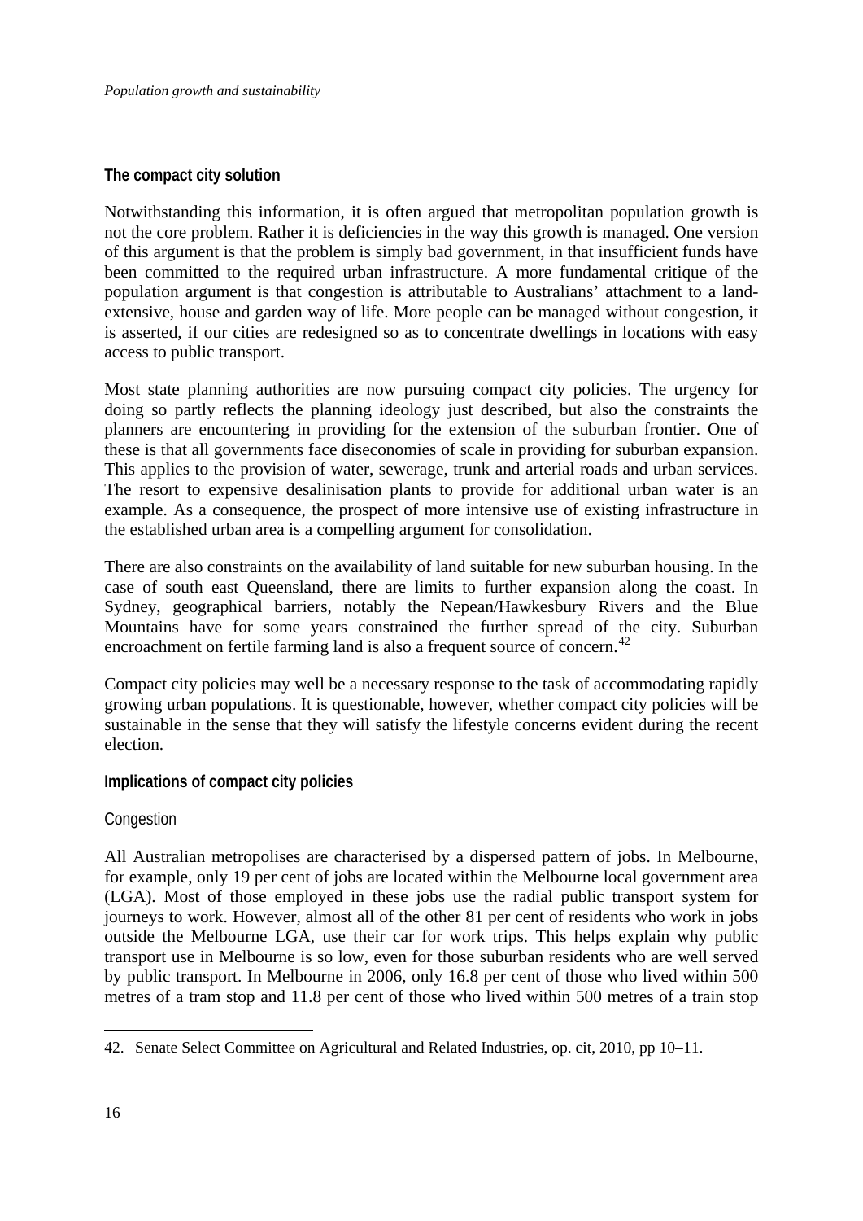### The compact city solution

Notwithstanding this information, it is often argued that metropolitan population growth is not the core problem. Rather it is deficiencies in the way this growth is managed. One version of this argument is that the problem is simply bad government, in that insufficient funds have been committed to the required urban infrastructure. A more fundamental critique of the population argument is that congestion is attributable to Australians' attachment to a land-extensive, house and garden way of life. More people can be managed without congestion, it is asserted, if our cities are redesigned so as to concentrate dwellings in locations with easy access to public transport.

Most state planning authorities are now pursuing compact city policies. The urgency for doing so partly reflects the planning ideology just described, but also the constraints the planners are encountering in providing for the extension of the suburban frontier. One of these is that all governments face diseconomies of scale in providing for suburban expansion. This applies to the provision of water, sewerage, trunk and arterial roads and urban services. The resort to expensive desalinisation plants to provide for additional urban water is an example. As a consequence, the prospect of more intensive use of existing infrastructure in the established urban area is a compelling argument for consolidation.

There are also constraints on the availability of land suitable for new suburban housing. In the case of south east Queensland, there are limits to further expansion along the coast. In Sydney, geographical barriers, notably the Nepean/Hawkesbury Rivers and the Blue Mountains have for some years constrained the further spread of the city. Suburban encroachment on fertile farming land is also a frequent source of concern.[42]

Compact city policies may well be a necessary response to the task of accommodating rapidly growing urban populations. It is questionable, however, whether compact city policies will be sustainable in the sense that they will satisfy the lifestyle concerns evident during the recent election.

### Implications of compact city policies

#### Congestion

All Australian metropolises are characterised by a dispersed pattern of jobs. In Melbourne, for example, only 19 per cent of jobs are located within the Melbourne local government area (LGA). Most of those employed in these jobs use the radial public transport system for journeys to work. However, almost all of the other 81 per cent of residents who work in jobs outside the Melbourne LGA, use their car for work trips. This helps explain why public transport use in Melbourne is so low, even for those suburban residents who are well served by public transport. In Melbourne in 2006, only 16.8 per cent of those who lived within 500 metres of a tram stop and 11.8 per cent of those who lived within 500 metres of a train stop

42. Senate Select Committee on Agricultural and Related Industries, op. cit, 2010, pp 10–11.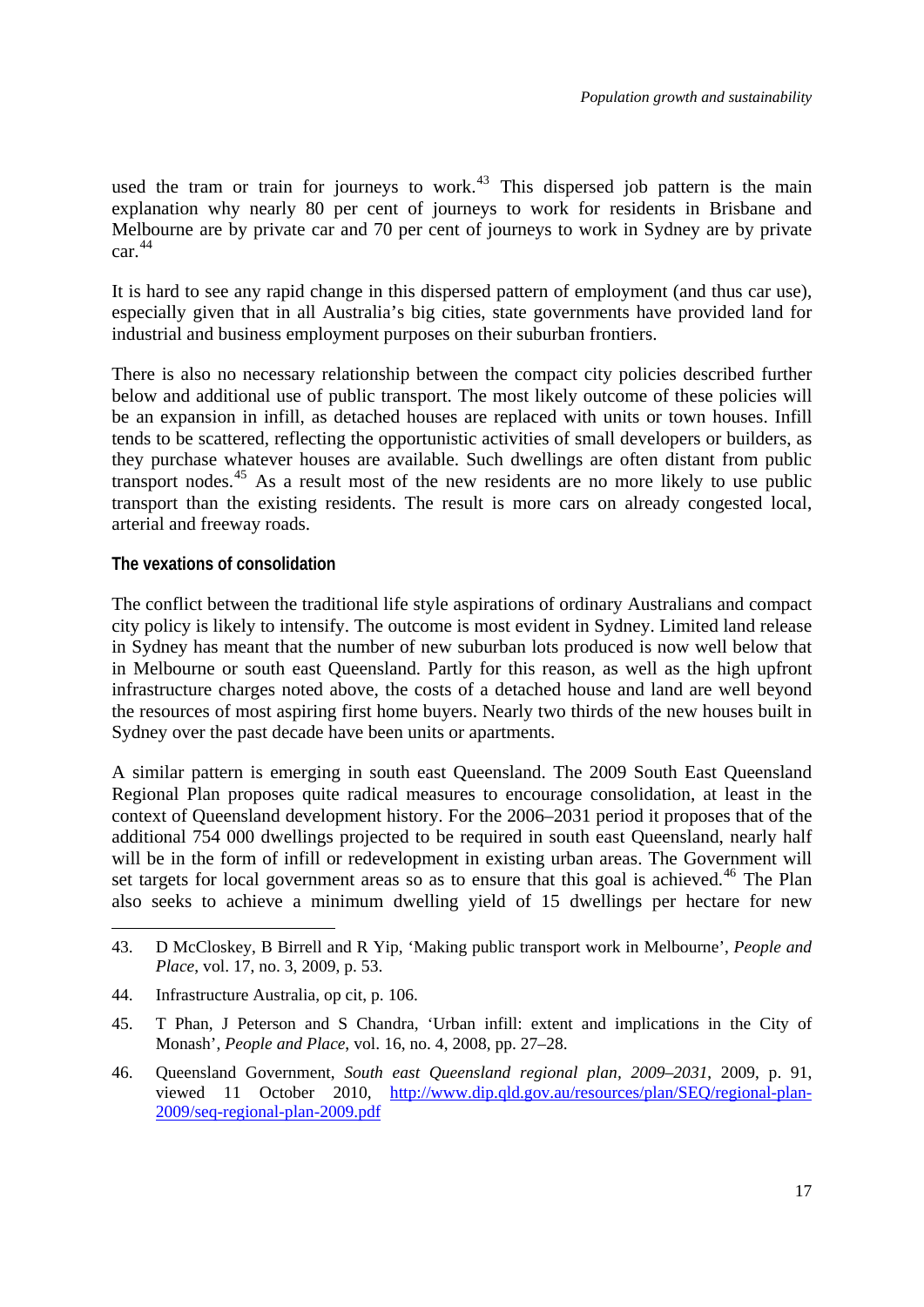used the tram or train for journeys to work.[43] This dispersed job pattern is the main explanation why nearly 80 per cent of journeys to work for residents in Brisbane and Melbourne are by private car and 70 per cent of journeys to work in Sydney are by private car.[44]

It is hard to see any rapid change in this dispersed pattern of employment (and thus car use), especially given that in all Australia's big cities, state governments have provided land for industrial and business employment purposes on their suburban frontiers.

There is also no necessary relationship between the compact city policies described further below and additional use of public transport. The most likely outcome of these policies will be an expansion in infill, as detached houses are replaced with units or town houses. Infill tends to be scattered, reflecting the opportunistic activities of small developers or builders, as they purchase whatever houses are available. Such dwellings are often distant from public transport nodes.[45] As a result most of the new residents are no more likely to use public transport than the existing residents. The result is more cars on already congested local, arterial and freeway roads.

#### The vexations of consolidation

The conflict between the traditional life style aspirations of ordinary Australians and compact city policy is likely to intensify. The outcome is most evident in Sydney. Limited land release in Sydney has meant that the number of new suburban lots produced is now well below that in Melbourne or south east Queensland. Partly for this reason, as well as the high upfront infrastructure charges noted above, the costs of a detached house and land are well beyond the resources of most aspiring first home buyers. Nearly two thirds of the new houses built in Sydney over the past decade have been units or apartments.

A similar pattern is emerging in south east Queensland. The 2009 South East Queensland Regional Plan proposes quite radical measures to encourage consolidation, at least in the context of Queensland development history. For the 2006–2031 period it proposes that of the additional 754 000 dwellings projected to be required in south east Queensland, nearly half will be in the form of infill or redevelopment in existing urban areas. The Government will set targets for local government areas so as to ensure that this goal is achieved.[46] The Plan also seeks to achieve a minimum dwelling yield of 15 dwellings per hectare for new

---

43. D McCloskey, B Birrell and R Yip, 'Making public transport work in Melbourne', *People and Place*, vol. 17, no. 3, 2009, p. 53.

44. Infrastructure Australia, op cit, p. 106.

45. T Phan, J Peterson and S Chandra, 'Urban infill: extent and implications in the City of Monash', *People and Place*, vol. 16, no. 4, 2008, pp. 27–28.

46. Queensland Government, *South east Queensland regional plan, 2009–2031*, 2009, p. 91, viewed 11 October 2010, http://www.dip.qld.gov.au/resources/plan/SEQ/regional-plan-2009/seq-regional-plan-2009.pdf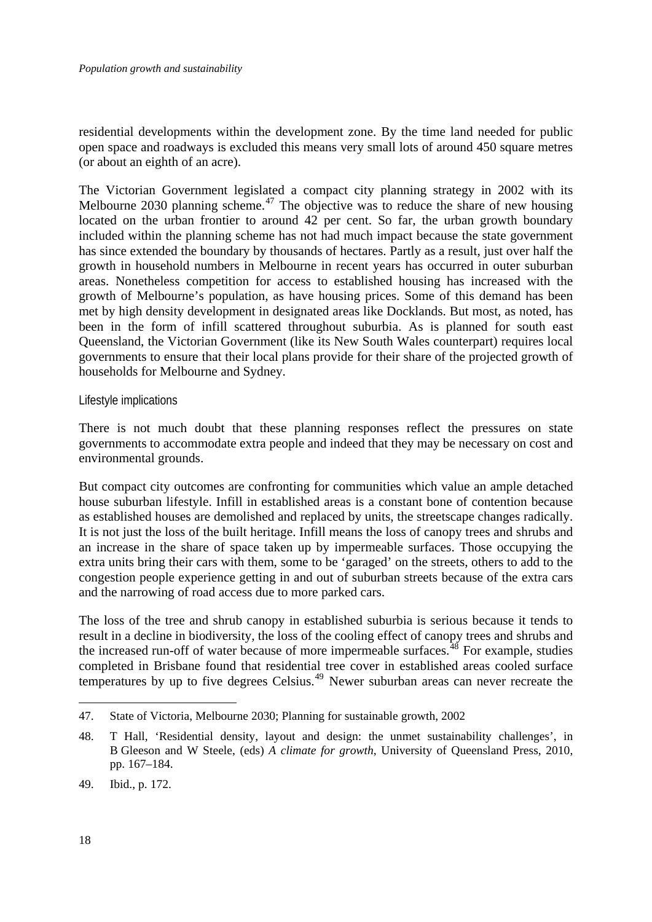residential developments within the development zone. By the time land needed for public open space and roadways is excluded this means very small lots of around 450 square metres (or about an eighth of an acre).

The Victorian Government legislated a compact city planning strategy in 2002 with its Melbourne 2030 planning scheme.[47] The objective was to reduce the share of new housing located on the urban frontier to around 42 per cent. So far, the urban growth boundary included within the planning scheme has not had much impact because the state government has since extended the boundary by thousands of hectares. Partly as a result, just over half the growth in household numbers in Melbourne in recent years has occurred in outer suburban areas. Nonetheless competition for access to established housing has increased with the growth of Melbourne's population, as have housing prices. Some of this demand has been met by high density development in designated areas like Docklands. But most, as noted, has been in the form of infill scattered throughout suburbia. As is planned for south east Queensland, the Victorian Government (like its New South Wales counterpart) requires local governments to ensure that their local plans provide for their share of the projected growth of households for Melbourne and Sydney.

### Lifestyle implications

There is not much doubt that these planning responses reflect the pressures on state governments to accommodate extra people and indeed that they may be necessary on cost and environmental grounds.

But compact city outcomes are confronting for communities which value an ample detached house suburban lifestyle. Infill in established areas is a constant bone of contention because as established houses are demolished and replaced by units, the streetscape changes radically. It is not just the loss of the built heritage. Infill means the loss of canopy trees and shrubs and an increase in the share of space taken up by impermeable surfaces. Those occupying the extra units bring their cars with them, some to be 'garaged' on the streets, others to add to the congestion people experience getting in and out of suburban streets because of the extra cars and the narrowing of road access due to more parked cars.

The loss of the tree and shrub canopy in established suburbia is serious because it tends to result in a decline in biodiversity, the loss of the cooling effect of canopy trees and shrubs and the increased run-off of water because of more impermeable surfaces.[48] For example, studies completed in Brisbane found that residential tree cover in established areas cooled surface temperatures by up to five degrees Celsius.[49] Newer suburban areas can never recreate the

---

47. State of Victoria, Melbourne 2030; Planning for sustainable growth, 2002

48. T Hall, 'Residential density, layout and design: the unmet sustainability challenges', in B Gleeson and W Steele, (eds) *A climate for growth*, University of Queensland Press, 2010, pp. 167–184.

49. Ibid., p. 172.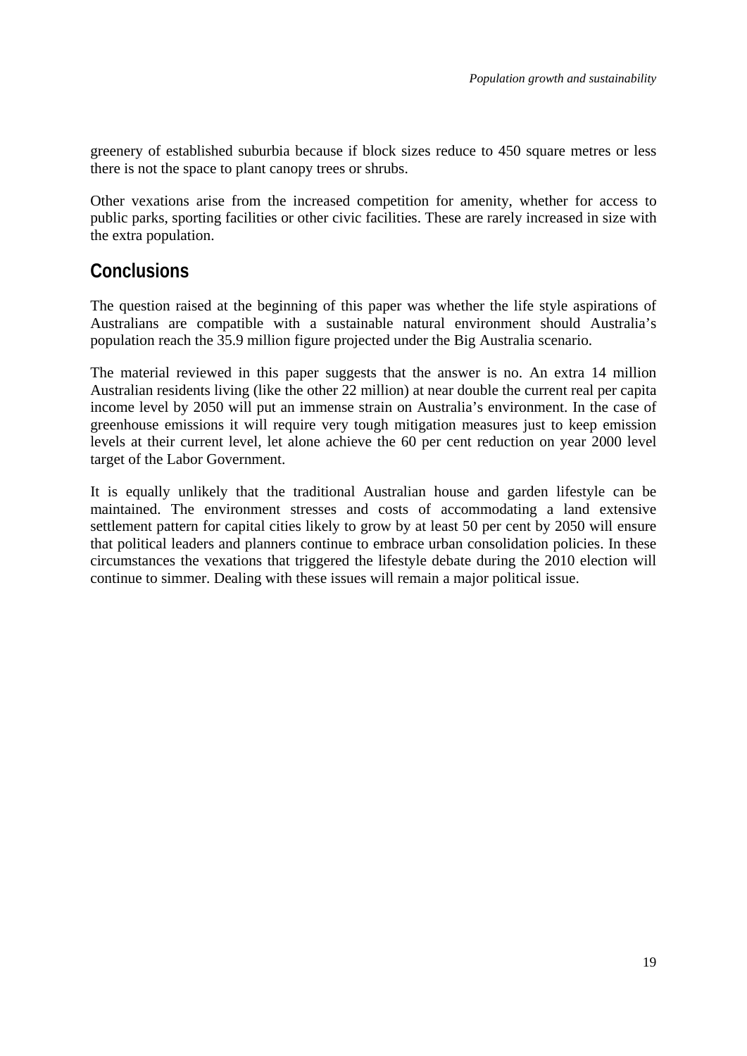greenery of established suburbia because if block sizes reduce to 450 square metres or less there is not the space to plant canopy trees or shrubs.

Other vexations arise from the increased competition for amenity, whether for access to public parks, sporting facilities or other civic facilities. These are rarely increased in size with the extra population.

## Conclusions

The question raised at the beginning of this paper was whether the life style aspirations of Australians are compatible with a sustainable natural environment should Australia's population reach the 35.9 million figure projected under the Big Australia scenario.

The material reviewed in this paper suggests that the answer is no. An extra 14 million Australian residents living (like the other 22 million) at near double the current real per capita income level by 2050 will put an immense strain on Australia's environment. In the case of greenhouse emissions it will require very tough mitigation measures just to keep emission levels at their current level, let alone achieve the 60 per cent reduction on year 2000 level target of the Labor Government.

It is equally unlikely that the traditional Australian house and garden lifestyle can be maintained. The environment stresses and costs of accommodating a land extensive settlement pattern for capital cities likely to grow by at least 50 per cent by 2050 will ensure that political leaders and planners continue to embrace urban consolidation policies. In these circumstances the vexations that triggered the lifestyle debate during the 2010 election will continue to simmer. Dealing with these issues will remain a major political issue.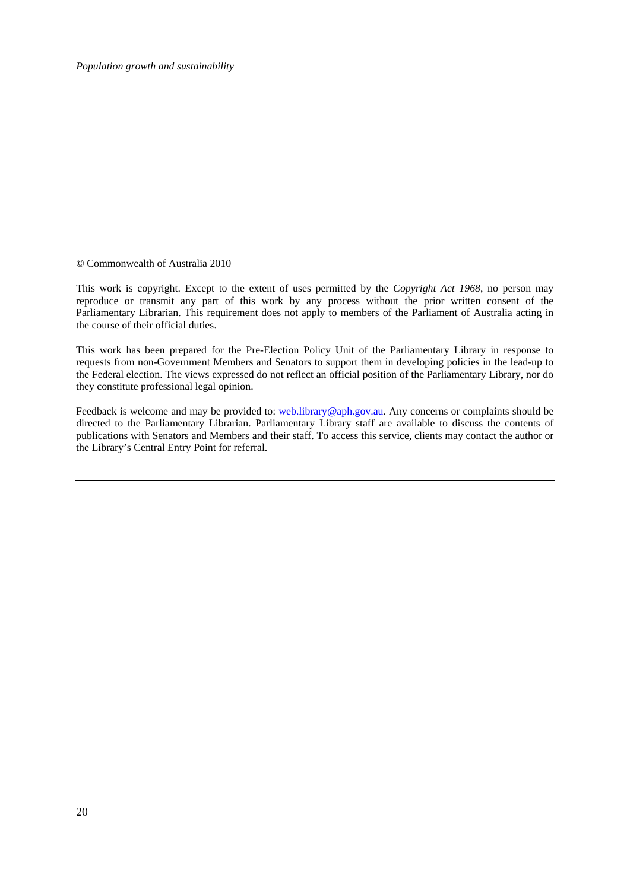© Commonwealth of Australia 2010

This work is copyright. Except to the extent of uses permitted by the *Copyright Act 1968*, no person may reproduce or transmit any part of this work by any process without the prior written consent of the Parliamentary Librarian. This requirement does not apply to members of the Parliament of Australia acting in the course of their official duties.

This work has been prepared for the Pre-Election Policy Unit of the Parliamentary Library in response to requests from non-Government Members and Senators to support them in developing policies in the lead-up to the Federal election. The views expressed do not reflect an official position of the Parliamentary Library, nor do they constitute professional legal opinion.

Feedback is welcome and may be provided to: web.library@aph.gov.au. Any concerns or complaints should be directed to the Parliamentary Librarian. Parliamentary Library staff are available to discuss the contents of publications with Senators and Members and their staff. To access this service, clients may contact the author or the Library's Central Entry Point for referral.